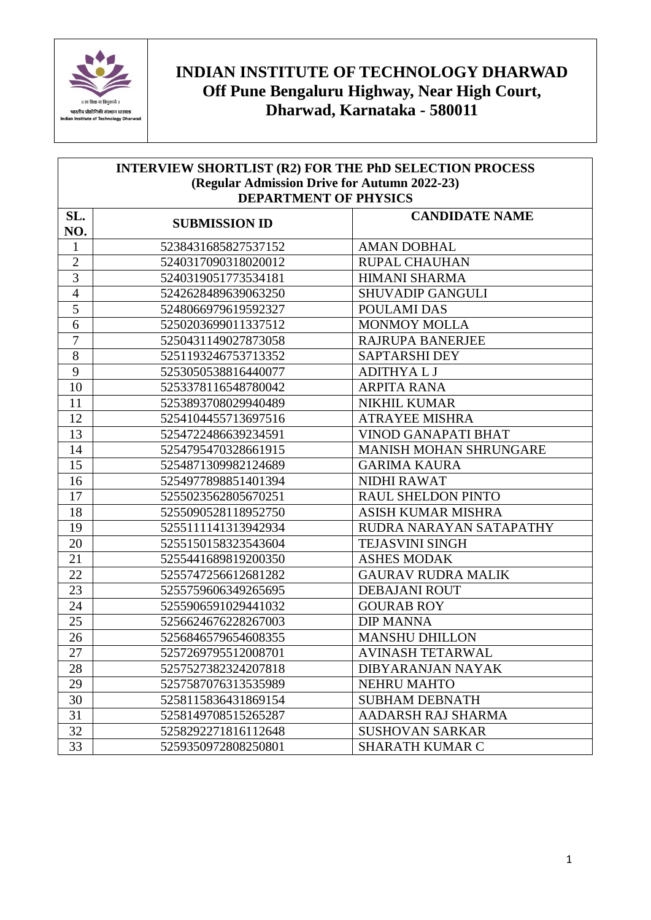# INDIAN INSTITUTE OF TECHNOLOGY DHARWAD

**Off Pune Bengaluru Highway, Near High Court, Dharwad, Karnataka - 580011**

## INTERVIEW SHORTLIST (R2) FOR THE PhD SELECTION PROCESS

**(Regular Admission Drive for Autumn 2022-23)**

**DEPARTMENT OF PHYSICS**

| SL. NO. | SUBMISSION ID | CANDIDATE NAME |
|---|---|---|
| 1 | 5238431685827537152 | AMAN DOBHAL |
| 2 | 5240317090318020012 | RUPAL CHAUHAN |
| 3 | 5240319051773534181 | HIMANI SHARMA |
| 4 | 5242628489639063250 | SHUVADIP GANGULI |
| 5 | 5248066979619592327 | POULAMI DAS |
| 6 | 5250203699011337512 | MONMOY MOLLA |
| 7 | 5250431149027873058 | RAJRUPA BANERJEE |
| 8 | 5251193246753713352 | SAPTARSHI DEY |
| 9 | 5253050538816440077 | ADITHYA L J |
| 10 | 5253378116548780042 | ARPITA RANA |
| 11 | 5253893708029940489 | NIKHIL KUMAR |
| 12 | 5254104455713697516 | ATRAYEE MISHRA |
| 13 | 5254722486639234591 | VINOD GANAPATI BHAT |
| 14 | 5254795470328661915 | MANISH MOHAN SHRUNGARE |
| 15 | 5254871309982124689 | GARIMA KAURA |
| 16 | 5254977898851401394 | NIDHI RAWAT |
| 17 | 5255023562805670251 | RAUL SHELDON PINTO |
| 18 | 5255090528118952750 | ASISH KUMAR MISHRA |
| 19 | 5255111141313942934 | RUDRA NARAYAN SATAPATHY |
| 20 | 5255150158323543604 | TEJASVINI SINGH |
| 21 | 5255441689819200350 | ASHES MODAK |
| 22 | 5255747256612681282 | GAURAV RUDRA MALIK |
| 23 | 5255759606349265695 | DEBAJANI ROUT |
| 24 | 5255906591029441032 | GOURAB ROY |
| 25 | 5256624676228267003 | DIP MANNA |
| 26 | 5256846579654608355 | MANSHU DHILLON |
| 27 | 5257269795512008701 | AVINASH TETARWAL |
| 28 | 5257527382324207818 | DIBYARANJAN NAYAK |
| 29 | 5257587076313535989 | NEHRU MAHTO |
| 30 | 5258115836431869154 | SUBHAM DEBNATH |
| 31 | 5258149708515265287 | AADARSH RAJ SHARMA |
| 32 | 5258292271816112648 | SUSHOVAN SARKAR |
| 33 | 5259350972808250801 | SHARATH KUMAR C |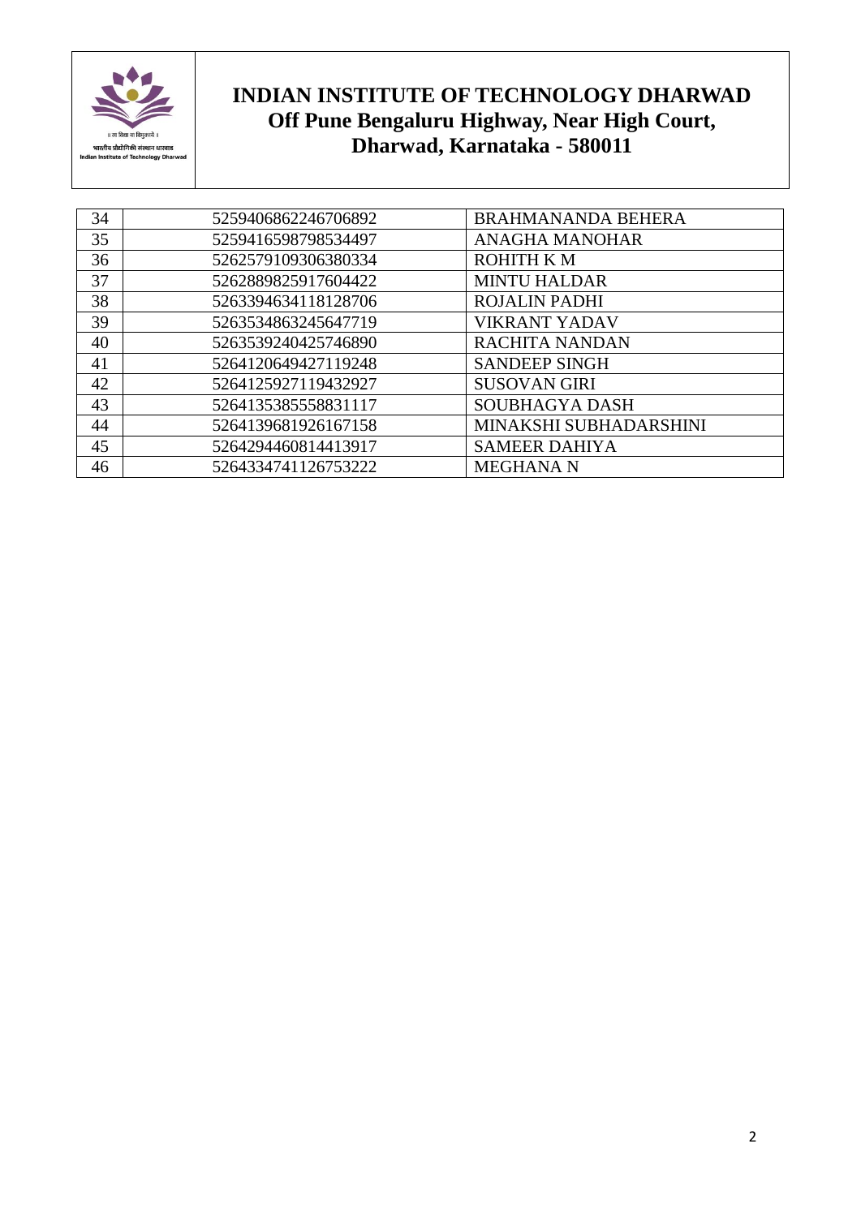# INDIAN INSTITUTE OF TECHNOLOGY DHARWAD
## Off Pune Bengaluru Highway, Near High Court, Dharwad, Karnataka - 580011

| | | |
|---|---|---|
| 34 | 5259406862246706892 | BRAHMANANDA BEHERA |
| 35 | 5259416598798534497 | ANAGHA MANOHAR |
| 36 | 5262579109306380334 | ROHITH K M |
| 37 | 5262889825917604422 | MINTU HALDAR |
| 38 | 5263394634118128706 | ROJALIN PADHI |
| 39 | 5263534863245647719 | VIKRANT YADAV |
| 40 | 5263539240425746890 | RACHITA NANDAN |
| 41 | 5264120649427119248 | SANDEEP SINGH |
| 42 | 5264125927119432927 | SUSOVAN GIRI |
| 43 | 5264135385558831117 | SOUBHAGYA DASH |
| 44 | 5264139681926167158 | MINAKSHI SUBHADARSHINI |
| 45 | 5264294460814413917 | SAMEER DAHIYA |
| 46 | 5264334741126753222 | MEGHANA N |